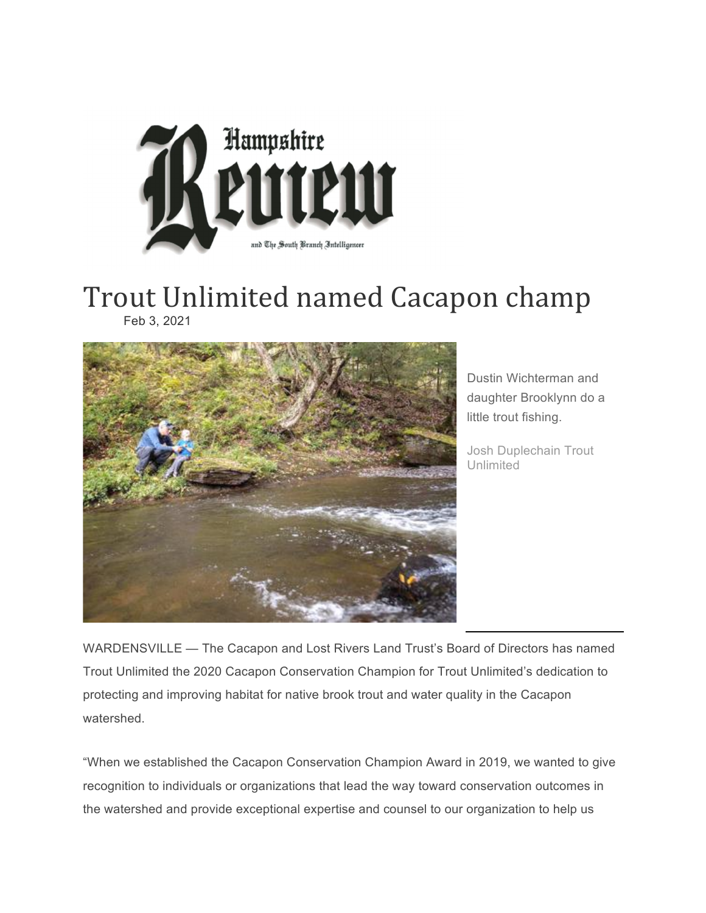Hampshire Review and The South Branch Intelligencer

# Trout Unlimited named Cacapon champ

Feb 3, 2021

Dustin Wichterman and daughter Brooklynn do a little trout fishing.

Josh Duplechain Trout Unlimited

WARDENSVILLE — The Cacapon and Lost Rivers Land Trust's Board of Directors has named Trout Unlimited the 2020 Cacapon Conservation Champion for Trout Unlimited's dedication to protecting and improving habitat for native brook trout and water quality in the Cacapon watershed.

"When we established the Cacapon Conservation Champion Award in 2019, we wanted to give recognition to individuals or organizations that lead the way toward conservation outcomes in the watershed and provide exceptional expertise and counsel to our organization to help us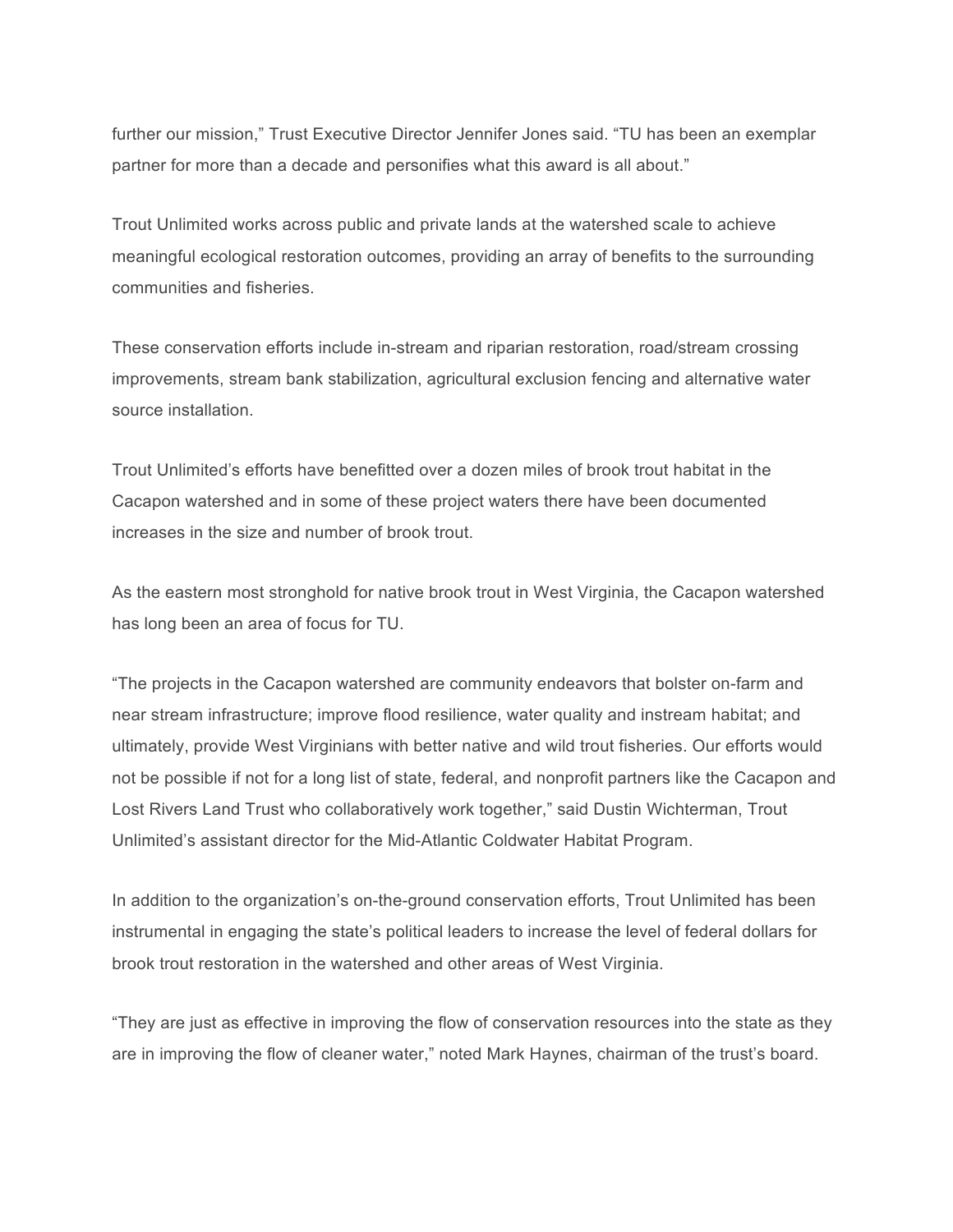further our mission," Trust Executive Director Jennifer Jones said. "TU has been an exemplar partner for more than a decade and personifies what this award is all about."

Trout Unlimited works across public and private lands at the watershed scale to achieve meaningful ecological restoration outcomes, providing an array of benefits to the surrounding communities and fisheries.

These conservation efforts include in-stream and riparian restoration, road/stream crossing improvements, stream bank stabilization, agricultural exclusion fencing and alternative water source installation.

Trout Unlimited's efforts have benefitted over a dozen miles of brook trout habitat in the Cacapon watershed and in some of these project waters there have been documented increases in the size and number of brook trout.

As the eastern most stronghold for native brook trout in West Virginia, the Cacapon watershed has long been an area of focus for TU.

"The projects in the Cacapon watershed are community endeavors that bolster on-farm and near stream infrastructure; improve flood resilience, water quality and instream habitat; and ultimately, provide West Virginians with better native and wild trout fisheries. Our efforts would not be possible if not for a long list of state, federal, and nonprofit partners like the Cacapon and Lost Rivers Land Trust who collaboratively work together," said Dustin Wichterman, Trout Unlimited's assistant director for the Mid-Atlantic Coldwater Habitat Program.

In addition to the organization's on-the-ground conservation efforts, Trout Unlimited has been instrumental in engaging the state's political leaders to increase the level of federal dollars for brook trout restoration in the watershed and other areas of West Virginia.

"They are just as effective in improving the flow of conservation resources into the state as they are in improving the flow of cleaner water," noted Mark Haynes, chairman of the trust's board.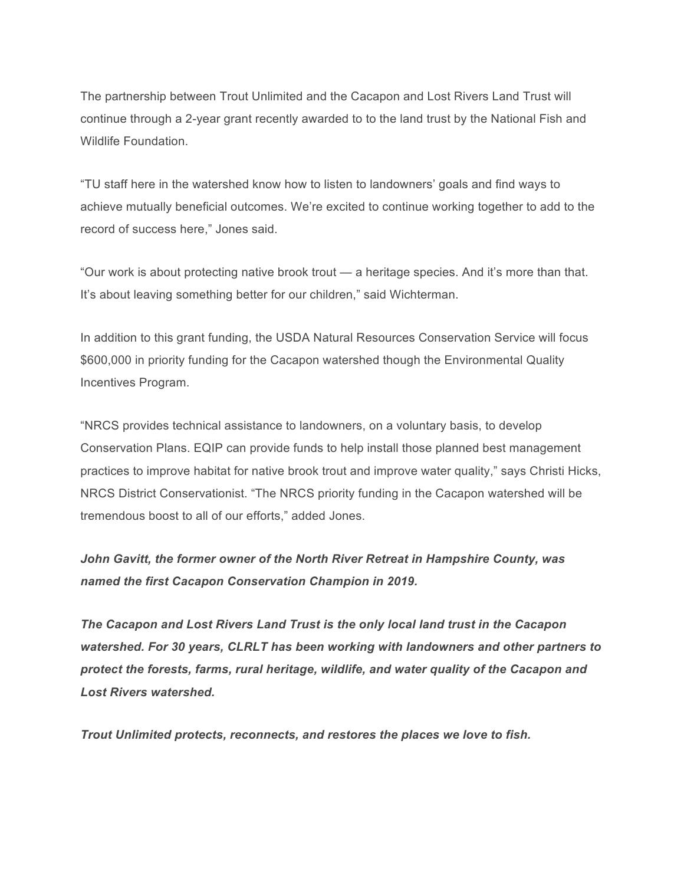The partnership between Trout Unlimited and the Cacapon and Lost Rivers Land Trust will continue through a 2-year grant recently awarded to to the land trust by the National Fish and Wildlife Foundation.

“TU staff here in the watershed know how to listen to landowners’ goals and find ways to achieve mutually beneficial outcomes. We’re excited to continue working together to add to the record of success here,” Jones said.

“Our work is about protecting native brook trout — a heritage species. And it’s more than that. It’s about leaving something better for our children,” said Wichterman.

In addition to this grant funding, the USDA Natural Resources Conservation Service will focus $600,000 in priority funding for the Cacapon watershed though the Environmental Quality Incentives Program.

“NRCS provides technical assistance to landowners, on a voluntary basis, to develop Conservation Plans. EQIP can provide funds to help install those planned best management practices to improve habitat for native brook trout and improve water quality,” says Christi Hicks, NRCS District Conservationist. “The NRCS priority funding in the Cacapon watershed will be tremendous boost to all of our efforts,” added Jones.

***John Gavitt, the former owner of the North River Retreat in Hampshire County, was named the first Cacapon Conservation Champion in 2019.***

***The Cacapon and Lost Rivers Land Trust is the only local land trust in the Cacapon watershed. For 30 years, CLRLT has been working with landowners and other partners to protect the forests, farms, rural heritage, wildlife, and water quality of the Cacapon and Lost Rivers watershed.***

***Trout Unlimited protects, reconnects, and restores the places we love to fish.***